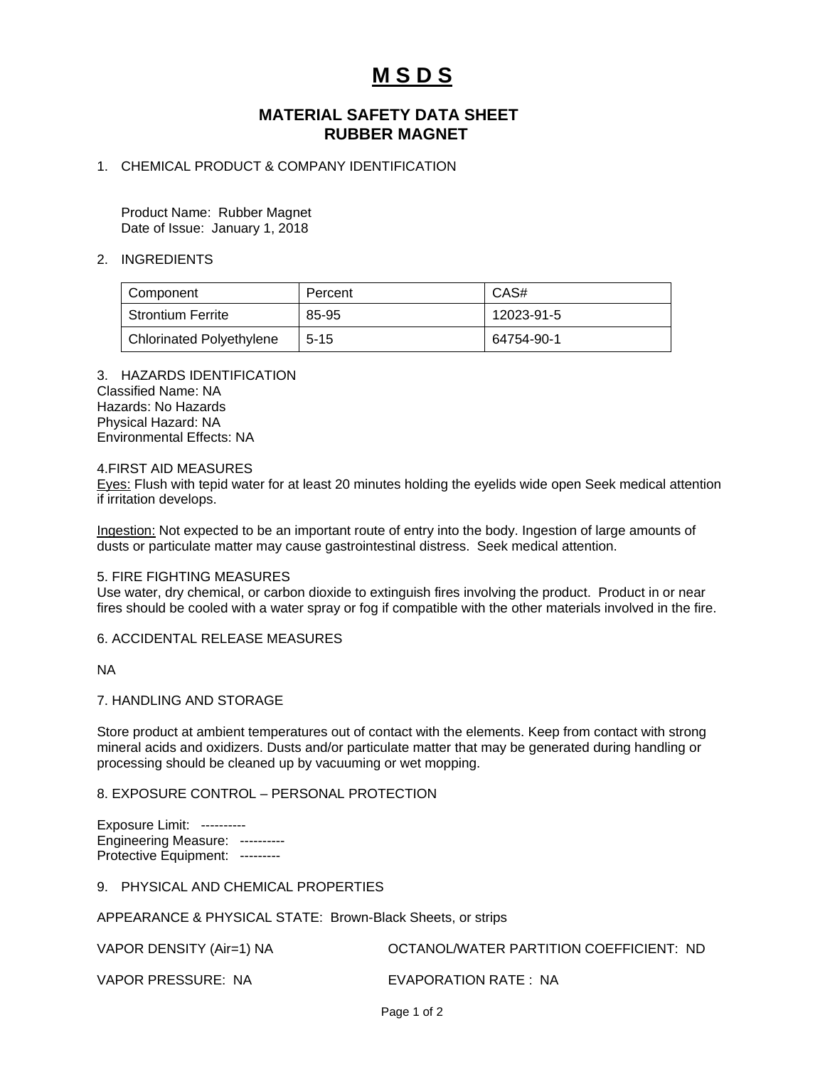# M S D S

## MATERIAL SAFETY DATA SHEET
## RUBBER MAGNET

1. CHEMICAL PRODUCT & COMPANY IDENTIFICATION

Product Name: Rubber Magnet
Date of Issue: January 1, 2018

2. INGREDIENTS

| Component | Percent | CAS# |
|---|---|---|
| Strontium Ferrite | 85-95 | 12023-91-5 |
| Chlorinated Polyethylene | 5-15 | 64754-90-1 |

3. HAZARDS IDENTIFICATION
Classified Name: NA
Hazards: No Hazards
Physical Hazard: NA
Environmental Effects: NA

4.FIRST AID MEASURES
Eyes: Flush with tepid water for at least 20 minutes holding the eyelids wide open Seek medical attention if irritation develops.

Ingestion: Not expected to be an important route of entry into the body. Ingestion of large amounts of dusts or particulate matter may cause gastrointestinal distress. Seek medical attention.

5. FIRE FIGHTING MEASURES
Use water, dry chemical, or carbon dioxide to extinguish fires involving the product. Product in or near fires should be cooled with a water spray or fog if compatible with the other materials involved in the fire.

6. ACCIDENTAL RELEASE MEASURES

NA

7. HANDLING AND STORAGE

Store product at ambient temperatures out of contact with the elements. Keep from contact with strong mineral acids and oxidizers. Dusts and/or particulate matter that may be generated during handling or processing should be cleaned up by vacuuming or wet mopping.

8. EXPOSURE CONTROL – PERSONAL PROTECTION

Exposure Limit: ----------
Engineering Measure: ----------
Protective Equipment: ---------

9. PHYSICAL AND CHEMICAL PROPERTIES

APPEARANCE & PHYSICAL STATE: Brown-Black Sheets, or strips

VAPOR DENSITY (Air=1) NA

OCTANOL/WATER PARTITION COEFFICIENT: ND

VAPOR PRESSURE: NA

EVAPORATION RATE : NA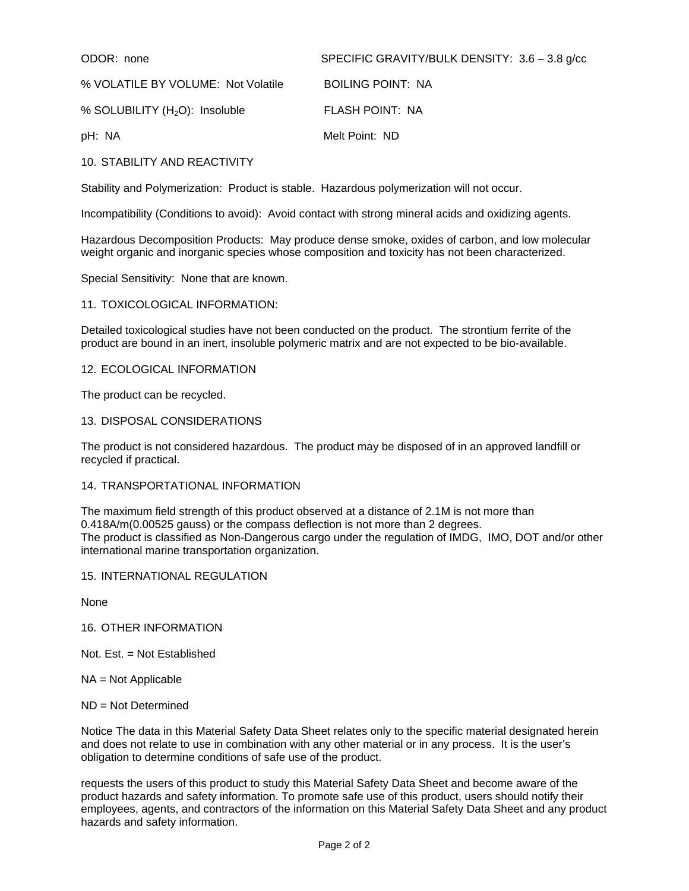| | |
|---|---|
| ODOR: none | SPECIFIC GRAVITY/BULK DENSITY: 3.6 – 3.8 g/cc |
| % VOLATILE BY VOLUME: Not Volatile | BOILING POINT: NA |
| % SOLUBILITY ($H_2O$): Insoluble | FLASH POINT: NA |
| pH: NA | Melt Point: ND |

## 10. STABILITY AND REACTIVITY

Stability and Polymerization: Product is stable. Hazardous polymerization will not occur.

Incompatibility (Conditions to avoid): Avoid contact with strong mineral acids and oxidizing agents.

Hazardous Decomposition Products: May produce dense smoke, oxides of carbon, and low molecular weight organic and inorganic species whose composition and toxicity has not been characterized.

Special Sensitivity: None that are known.

## 11. TOXICOLOGICAL INFORMATION:

Detailed toxicological studies have not been conducted on the product. The strontium ferrite of the product are bound in an inert, insoluble polymeric matrix and are not expected to be bio-available.

## 12. ECOLOGICAL INFORMATION

The product can be recycled.

## 13. DISPOSAL CONSIDERATIONS

The product is not considered hazardous. The product may be disposed of in an approved landfill or recycled if practical.

## 14. TRANSPORTATIONAL INFORMATION

The maximum field strength of this product observed at a distance of 2.1M is not more than 0.418A/m(0.00525 gauss) or the compass deflection is not more than 2 degrees.
The product is classified as Non-Dangerous cargo under the regulation of IMDG, IMO, DOT and/or other international marine transportation organization.

## 15. INTERNATIONAL REGULATION

None

## 16. OTHER INFORMATION

Not. Est. = Not Established

NA = Not Applicable

ND = Not Determined

Notice The data in this Material Safety Data Sheet relates only to the specific material designated herein and does not relate to use in combination with any other material or in any process. It is the user's obligation to determine conditions of safe use of the product.

requests the users of this product to study this Material Safety Data Sheet and become aware of the product hazards and safety information. To promote safe use of this product, users should notify their employees, agents, and contractors of the information on this Material Safety Data Sheet and any product hazards and safety information.